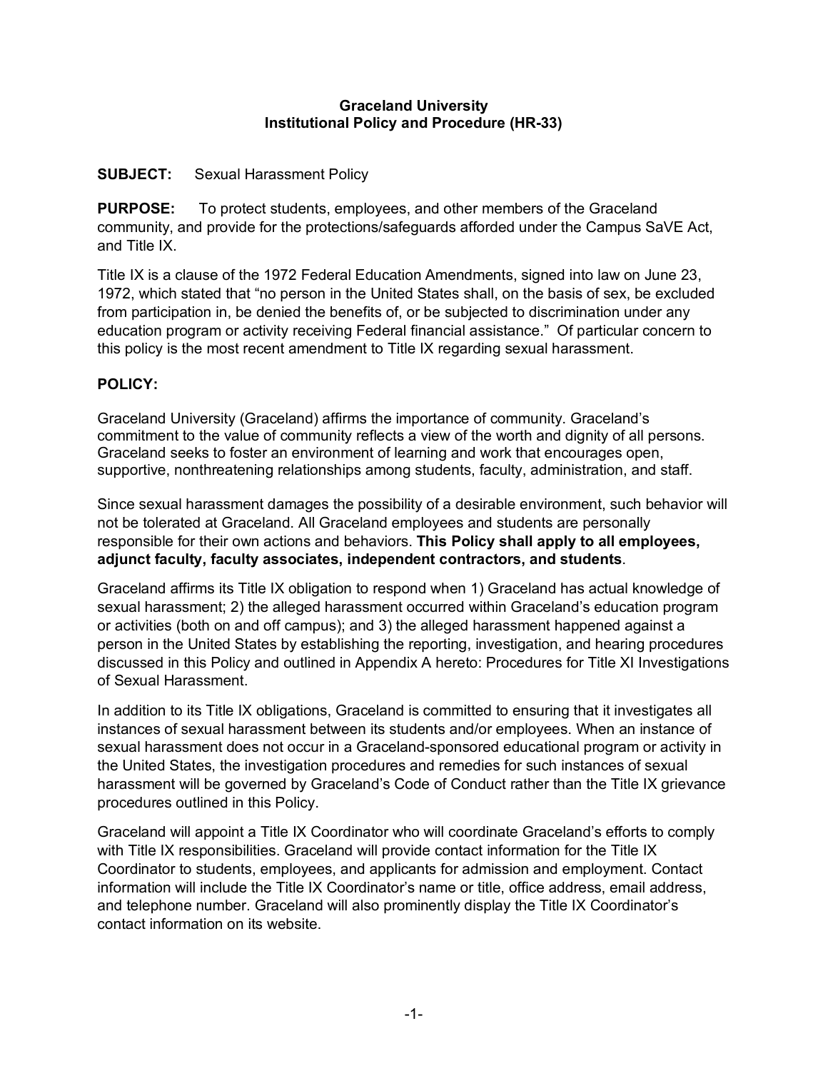# Graceland University
## Institutional Policy and Procedure (HR-33)

**SUBJECT:** Sexual Harassment Policy

**PURPOSE:** To protect students, employees, and other members of the Graceland community, and provide for the protections/safeguards afforded under the Campus SaVE Act, and Title IX.

Title IX is a clause of the 1972 Federal Education Amendments, signed into law on June 23, 1972, which stated that "no person in the United States shall, on the basis of sex, be excluded from participation in, be denied the benefits of, or be subjected to discrimination under any education program or activity receiving Federal financial assistance." Of particular concern to this policy is the most recent amendment to Title IX regarding sexual harassment.

**POLICY:**

Graceland University (Graceland) affirms the importance of community. Graceland's commitment to the value of community reflects a view of the worth and dignity of all persons. Graceland seeks to foster an environment of learning and work that encourages open, supportive, nonthreatening relationships among students, faculty, administration, and staff.

Since sexual harassment damages the possibility of a desirable environment, such behavior will not be tolerated at Graceland. All Graceland employees and students are personally responsible for their own actions and behaviors. **This Policy shall apply to all employees, adjunct faculty, faculty associates, independent contractors, and students**.

Graceland affirms its Title IX obligation to respond when 1) Graceland has actual knowledge of sexual harassment; 2) the alleged harassment occurred within Graceland's education program or activities (both on and off campus); and 3) the alleged harassment happened against a person in the United States by establishing the reporting, investigation, and hearing procedures discussed in this Policy and outlined in Appendix A hereto: Procedures for Title XI Investigations of Sexual Harassment.

In addition to its Title IX obligations, Graceland is committed to ensuring that it investigates all instances of sexual harassment between its students and/or employees. When an instance of sexual harassment does not occur in a Graceland-sponsored educational program or activity in the United States, the investigation procedures and remedies for such instances of sexual harassment will be governed by Graceland's Code of Conduct rather than the Title IX grievance procedures outlined in this Policy.

Graceland will appoint a Title IX Coordinator who will coordinate Graceland's efforts to comply with Title IX responsibilities. Graceland will provide contact information for the Title IX Coordinator to students, employees, and applicants for admission and employment. Contact information will include the Title IX Coordinator's name or title, office address, email address, and telephone number. Graceland will also prominently display the Title IX Coordinator's contact information on its website.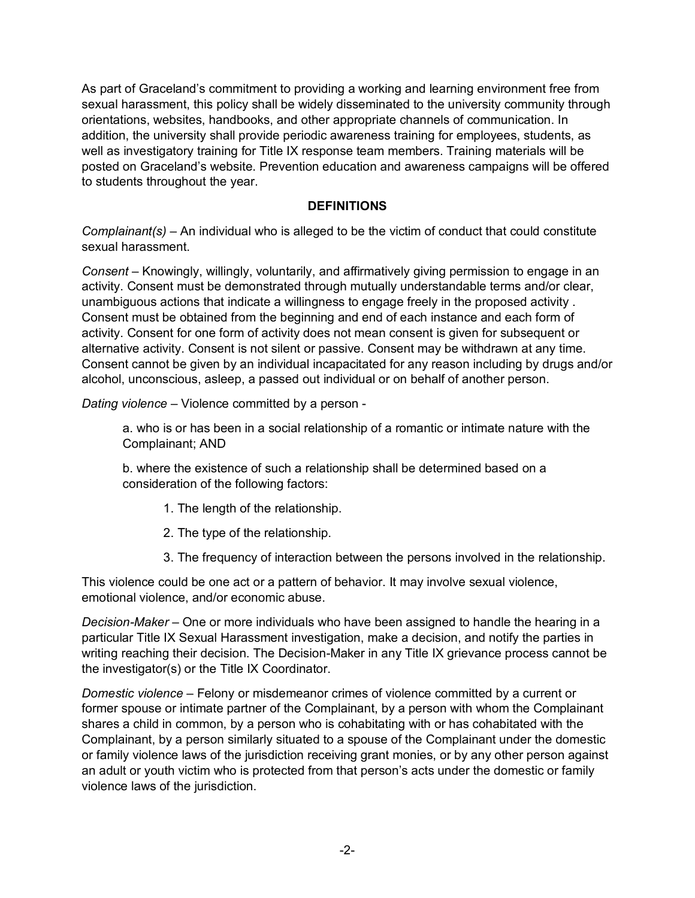As part of Graceland's commitment to providing a working and learning environment free from sexual harassment, this policy shall be widely disseminated to the university community through orientations, websites, handbooks, and other appropriate channels of communication. In addition, the university shall provide periodic awareness training for employees, students, as well as investigatory training for Title IX response team members. Training materials will be posted on Graceland's website. Prevention education and awareness campaigns will be offered to students throughout the year.

## DEFINITIONS

*Complainant(s)* – An individual who is alleged to be the victim of conduct that could constitute sexual harassment.

*Consent* – Knowingly, willingly, voluntarily, and affirmatively giving permission to engage in an activity. Consent must be demonstrated through mutually understandable terms and/or clear, unambiguous actions that indicate a willingness to engage freely in the proposed activity . Consent must be obtained from the beginning and end of each instance and each form of activity. Consent for one form of activity does not mean consent is given for subsequent or alternative activity. Consent is not silent or passive. Consent may be withdrawn at any time. Consent cannot be given by an individual incapacitated for any reason including by drugs and/or alcohol, unconscious, asleep, a passed out individual or on behalf of another person.

*Dating violence* – Violence committed by a person -

> a. who is or has been in a social relationship of a romantic or intimate nature with the Complainant; AND
>
> b. where the existence of such a relationship shall be determined based on a consideration of the following factors:
>
> > 1. The length of the relationship.
> >
> > 2. The type of the relationship.
> >
> > 3. The frequency of interaction between the persons involved in the relationship.

This violence could be one act or a pattern of behavior. It may involve sexual violence, emotional violence, and/or economic abuse.

*Decision-Maker* – One or more individuals who have been assigned to handle the hearing in a particular Title IX Sexual Harassment investigation, make a decision, and notify the parties in writing reaching their decision. The Decision-Maker in any Title IX grievance process cannot be the investigator(s) or the Title IX Coordinator.

*Domestic violence* – Felony or misdemeanor crimes of violence committed by a current or former spouse or intimate partner of the Complainant, by a person with whom the Complainant shares a child in common, by a person who is cohabitating with or has cohabitated with the Complainant, by a person similarly situated to a spouse of the Complainant under the domestic or family violence laws of the jurisdiction receiving grant monies, or by any other person against an adult or youth victim who is protected from that person's acts under the domestic or family violence laws of the jurisdiction.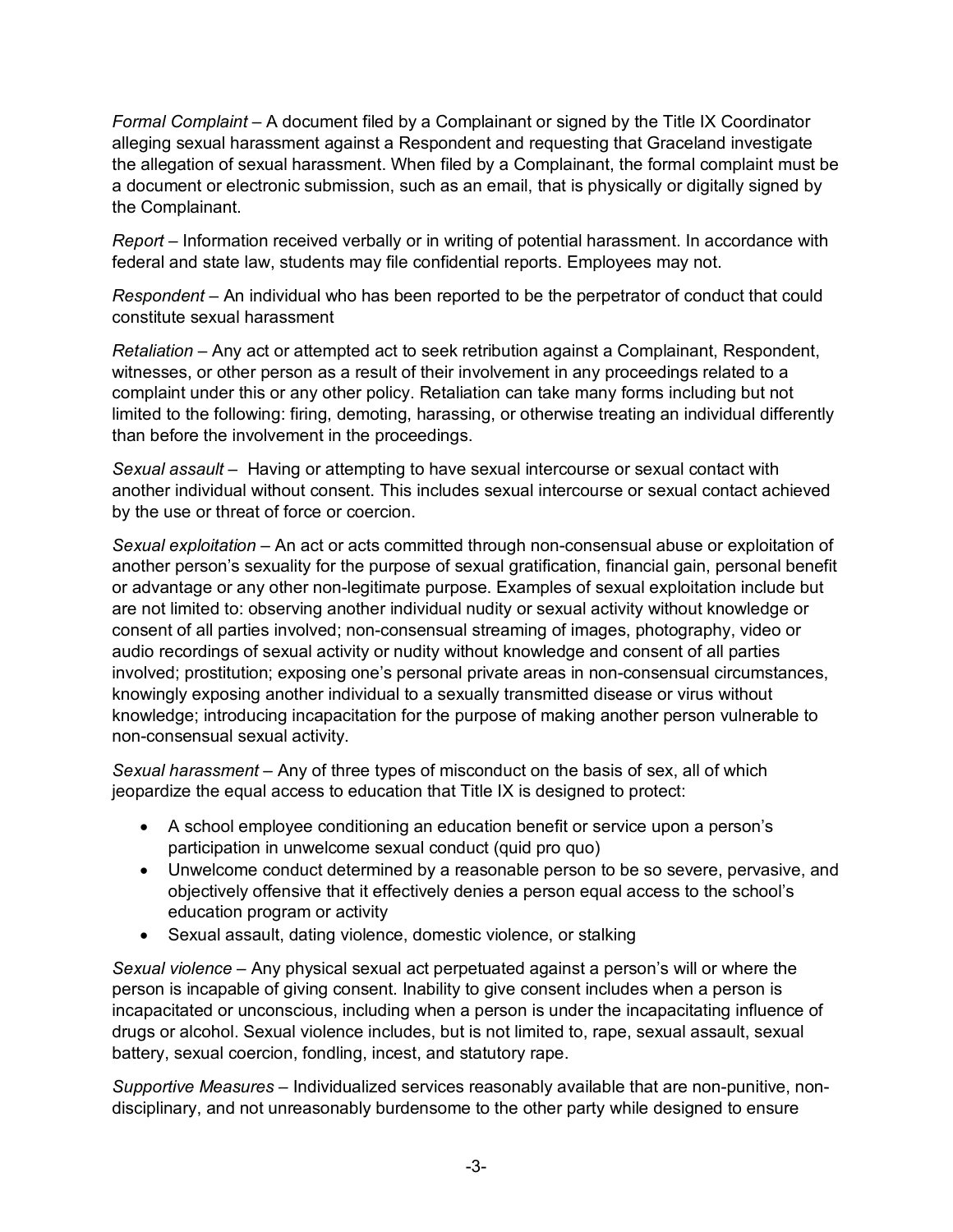*Formal Complaint* – A document filed by a Complainant or signed by the Title IX Coordinator alleging sexual harassment against a Respondent and requesting that Graceland investigate the allegation of sexual harassment. When filed by a Complainant, the formal complaint must be a document or electronic submission, such as an email, that is physically or digitally signed by the Complainant.

*Report* – Information received verbally or in writing of potential harassment. In accordance with federal and state law, students may file confidential reports. Employees may not.

*Respondent* – An individual who has been reported to be the perpetrator of conduct that could constitute sexual harassment

*Retaliation* – Any act or attempted act to seek retribution against a Complainant, Respondent, witnesses, or other person as a result of their involvement in any proceedings related to a complaint under this or any other policy. Retaliation can take many forms including but not limited to the following: firing, demoting, harassing, or otherwise treating an individual differently than before the involvement in the proceedings.

*Sexual assault* – Having or attempting to have sexual intercourse or sexual contact with another individual without consent. This includes sexual intercourse or sexual contact achieved by the use or threat of force or coercion.

*Sexual exploitation* – An act or acts committed through non-consensual abuse or exploitation of another person's sexuality for the purpose of sexual gratification, financial gain, personal benefit or advantage or any other non-legitimate purpose. Examples of sexual exploitation include but are not limited to: observing another individual nudity or sexual activity without knowledge or consent of all parties involved; non-consensual streaming of images, photography, video or audio recordings of sexual activity or nudity without knowledge and consent of all parties involved; prostitution; exposing one's personal private areas in non-consensual circumstances, knowingly exposing another individual to a sexually transmitted disease or virus without knowledge; introducing incapacitation for the purpose of making another person vulnerable to non-consensual sexual activity.

*Sexual harassment* – Any of three types of misconduct on the basis of sex, all of which jeopardize the equal access to education that Title IX is designed to protect:

- A school employee conditioning an education benefit or service upon a person's participation in unwelcome sexual conduct (quid pro quo)
- Unwelcome conduct determined by a reasonable person to be so severe, pervasive, and objectively offensive that it effectively denies a person equal access to the school's education program or activity
- Sexual assault, dating violence, domestic violence, or stalking

*Sexual violence* – Any physical sexual act perpetuated against a person's will or where the person is incapable of giving consent. Inability to give consent includes when a person is incapacitated or unconscious, including when a person is under the incapacitating influence of drugs or alcohol. Sexual violence includes, but is not limited to, rape, sexual assault, sexual battery, sexual coercion, fondling, incest, and statutory rape.

*Supportive Measures* – Individualized services reasonably available that are non-punitive, non-disciplinary, and not unreasonably burdensome to the other party while designed to ensure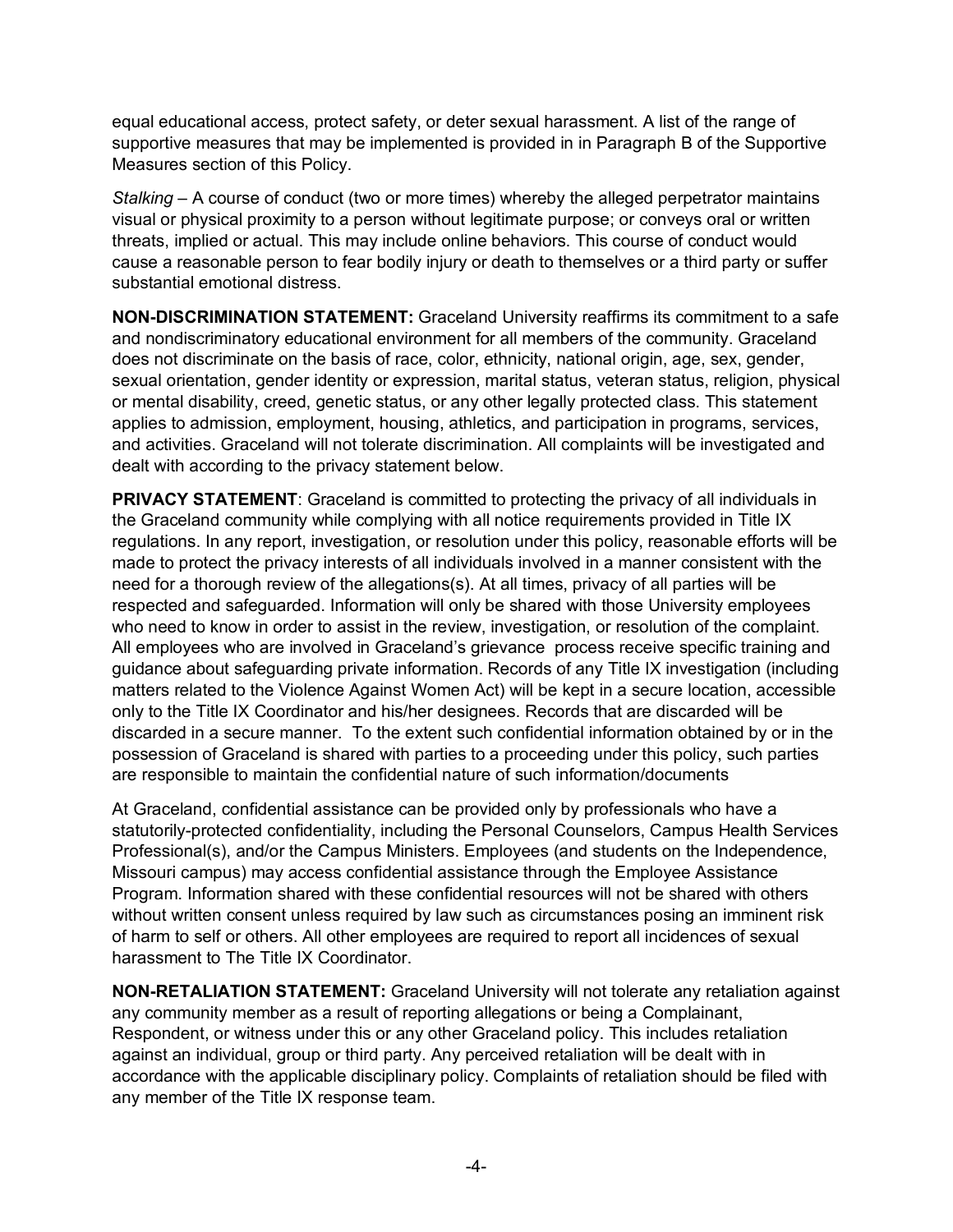equal educational access, protect safety, or deter sexual harassment. A list of the range of supportive measures that may be implemented is provided in in Paragraph B of the Supportive Measures section of this Policy.

*Stalking* – A course of conduct (two or more times) whereby the alleged perpetrator maintains visual or physical proximity to a person without legitimate purpose; or conveys oral or written threats, implied or actual. This may include online behaviors. This course of conduct would cause a reasonable person to fear bodily injury or death to themselves or a third party or suffer substantial emotional distress.

**NON-DISCRIMINATION STATEMENT:** Graceland University reaffirms its commitment to a safe and nondiscriminatory educational environment for all members of the community. Graceland does not discriminate on the basis of race, color, ethnicity, national origin, age, sex, gender, sexual orientation, gender identity or expression, marital status, veteran status, religion, physical or mental disability, creed, genetic status, or any other legally protected class. This statement applies to admission, employment, housing, athletics, and participation in programs, services, and activities. Graceland will not tolerate discrimination. All complaints will be investigated and dealt with according to the privacy statement below.

**PRIVACY STATEMENT**: Graceland is committed to protecting the privacy of all individuals in the Graceland community while complying with all notice requirements provided in Title IX regulations. In any report, investigation, or resolution under this policy, reasonable efforts will be made to protect the privacy interests of all individuals involved in a manner consistent with the need for a thorough review of the allegations(s). At all times, privacy of all parties will be respected and safeguarded. Information will only be shared with those University employees who need to know in order to assist in the review, investigation, or resolution of the complaint. All employees who are involved in Graceland's grievance process receive specific training and guidance about safeguarding private information. Records of any Title IX investigation (including matters related to the Violence Against Women Act) will be kept in a secure location, accessible only to the Title IX Coordinator and his/her designees. Records that are discarded will be discarded in a secure manner. To the extent such confidential information obtained by or in the possession of Graceland is shared with parties to a proceeding under this policy, such parties are responsible to maintain the confidential nature of such information/documents

At Graceland, confidential assistance can be provided only by professionals who have a statutorily-protected confidentiality, including the Personal Counselors, Campus Health Services Professional(s), and/or the Campus Ministers. Employees (and students on the Independence, Missouri campus) may access confidential assistance through the Employee Assistance Program. Information shared with these confidential resources will not be shared with others without written consent unless required by law such as circumstances posing an imminent risk of harm to self or others. All other employees are required to report all incidences of sexual harassment to The Title IX Coordinator.

**NON-RETALIATION STATEMENT:** Graceland University will not tolerate any retaliation against any community member as a result of reporting allegations or being a Complainant, Respondent, or witness under this or any other Graceland policy. This includes retaliation against an individual, group or third party. Any perceived retaliation will be dealt with in accordance with the applicable disciplinary policy. Complaints of retaliation should be filed with any member of the Title IX response team.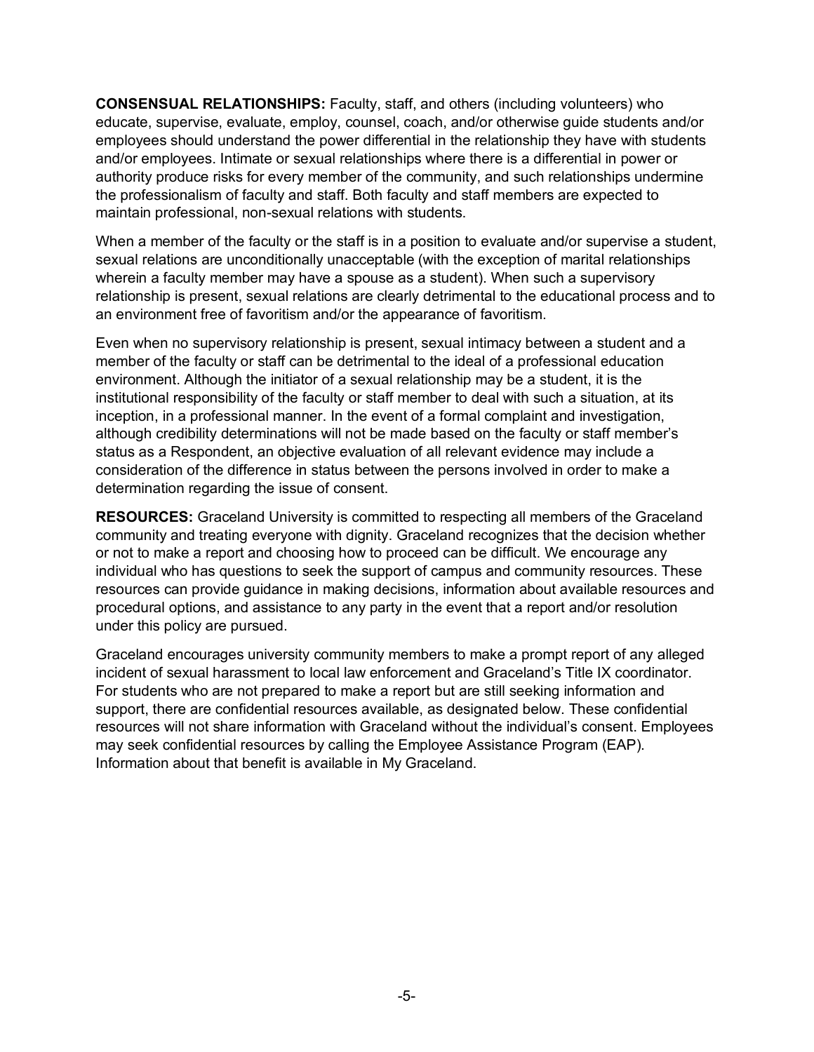**CONSENSUAL RELATIONSHIPS:** Faculty, staff, and others (including volunteers) who educate, supervise, evaluate, employ, counsel, coach, and/or otherwise guide students and/or employees should understand the power differential in the relationship they have with students and/or employees. Intimate or sexual relationships where there is a differential in power or authority produce risks for every member of the community, and such relationships undermine the professionalism of faculty and staff. Both faculty and staff members are expected to maintain professional, non-sexual relations with students.

When a member of the faculty or the staff is in a position to evaluate and/or supervise a student, sexual relations are unconditionally unacceptable (with the exception of marital relationships wherein a faculty member may have a spouse as a student). When such a supervisory relationship is present, sexual relations are clearly detrimental to the educational process and to an environment free of favoritism and/or the appearance of favoritism.

Even when no supervisory relationship is present, sexual intimacy between a student and a member of the faculty or staff can be detrimental to the ideal of a professional education environment. Although the initiator of a sexual relationship may be a student, it is the institutional responsibility of the faculty or staff member to deal with such a situation, at its inception, in a professional manner. In the event of a formal complaint and investigation, although credibility determinations will not be made based on the faculty or staff member's status as a Respondent, an objective evaluation of all relevant evidence may include a consideration of the difference in status between the persons involved in order to make a determination regarding the issue of consent.

**RESOURCES:** Graceland University is committed to respecting all members of the Graceland community and treating everyone with dignity. Graceland recognizes that the decision whether or not to make a report and choosing how to proceed can be difficult. We encourage any individual who has questions to seek the support of campus and community resources. These resources can provide guidance in making decisions, information about available resources and procedural options, and assistance to any party in the event that a report and/or resolution under this policy are pursued.

Graceland encourages university community members to make a prompt report of any alleged incident of sexual harassment to local law enforcement and Graceland's Title IX coordinator. For students who are not prepared to make a report but are still seeking information and support, there are confidential resources available, as designated below. These confidential resources will not share information with Graceland without the individual's consent. Employees may seek confidential resources by calling the Employee Assistance Program (EAP). Information about that benefit is available in My Graceland.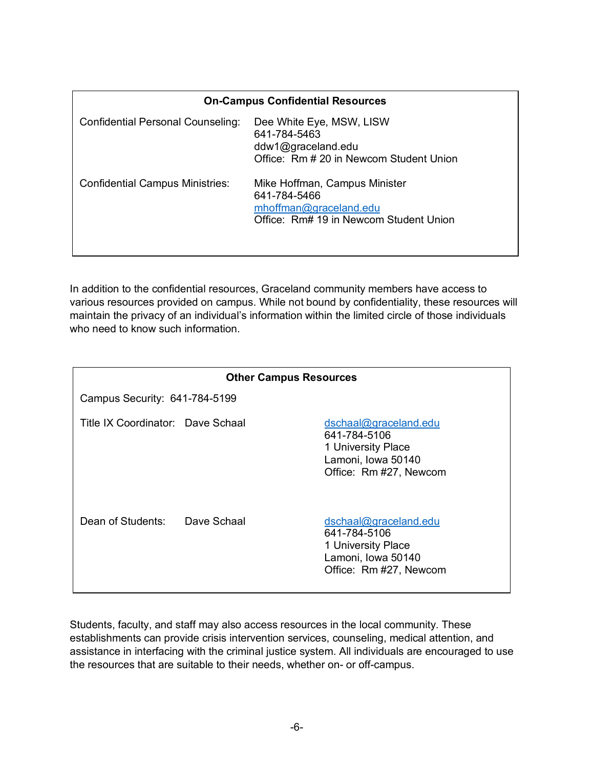| On-Campus Confidential Resources | |
|---|---|
| Confidential Personal Counseling: | Dee White Eye, MSW, LISW<br>641-784-5463<br>ddw1@graceland.edu<br>Office: Rm # 20 in Newcom Student Union |
| Confidential Campus Ministries: | Mike Hoffman, Campus Minister<br>641-784-5466<br>mhoffman@graceland.edu<br>Office: Rm# 19 in Newcom Student Union |

In addition to the confidential resources, Graceland community members have access to various resources provided on campus. While not bound by confidentiality, these resources will maintain the privacy of an individual's information within the limited circle of those individuals who need to know such information.

| Other Campus Resources | | |
|---|---|---|
| Campus Security: 641-784-5199 | | |
| Title IX Coordinator: | Dave Schaal | dschaal@graceland.edu<br>641-784-5106<br>1 University Place<br>Lamoni, Iowa 50140<br>Office: Rm #27, Newcom |
| Dean of Students: | Dave Schaal | dschaal@graceland.edu<br>641-784-5106<br>1 University Place<br>Lamoni, Iowa 50140<br>Office: Rm #27, Newcom |

Students, faculty, and staff may also access resources in the local community. These establishments can provide crisis intervention services, counseling, medical attention, and assistance in interfacing with the criminal justice system. All individuals are encouraged to use the resources that are suitable to their needs, whether on- or off-campus.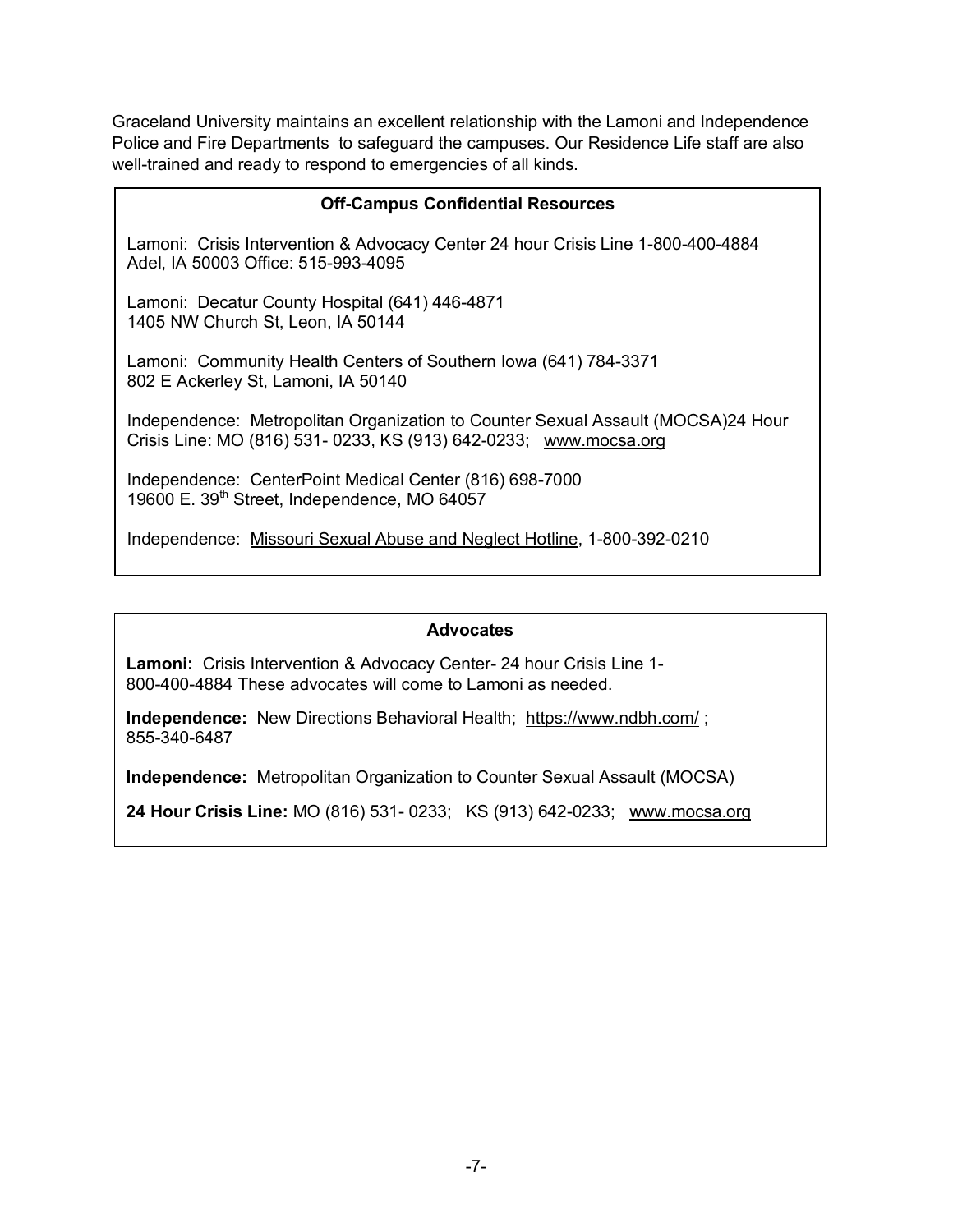Graceland University maintains an excellent relationship with the Lamoni and Independence Police and Fire Departments to safeguard the campuses. Our Residence Life staff are also well-trained and ready to respond to emergencies of all kinds.

### Off-Campus Confidential Resources

Lamoni: Crisis Intervention & Advocacy Center 24 hour Crisis Line 1-800-400-4884
Adel, IA 50003 Office: 515-993-4095

Lamoni: Decatur County Hospital (641) 446-4871
1405 NW Church St, Leon, IA 50144

Lamoni: Community Health Centers of Southern Iowa (641) 784-3371
802 E Ackerley St, Lamoni, IA 50140

Independence: Metropolitan Organization to Counter Sexual Assault (MOCSA)24 Hour Crisis Line: MO (816) 531- 0233, KS (913) 642-0233; www.mocsa.org

Independence: CenterPoint Medical Center (816) 698-7000
19600 E. 39th Street, Independence, MO 64057

Independence: Missouri Sexual Abuse and Neglect Hotline, 1-800-392-0210

### Advocates

**Lamoni:** Crisis Intervention & Advocacy Center- 24 hour Crisis Line 1-800-400-4884 These advocates will come to Lamoni as needed.

**Independence:** New Directions Behavioral Health; https://www.ndbh.com/ ; 855-340-6487

**Independence:** Metropolitan Organization to Counter Sexual Assault (MOCSA)

**24 Hour Crisis Line:** MO (816) 531- 0233; KS (913) 642-0233; www.mocsa.org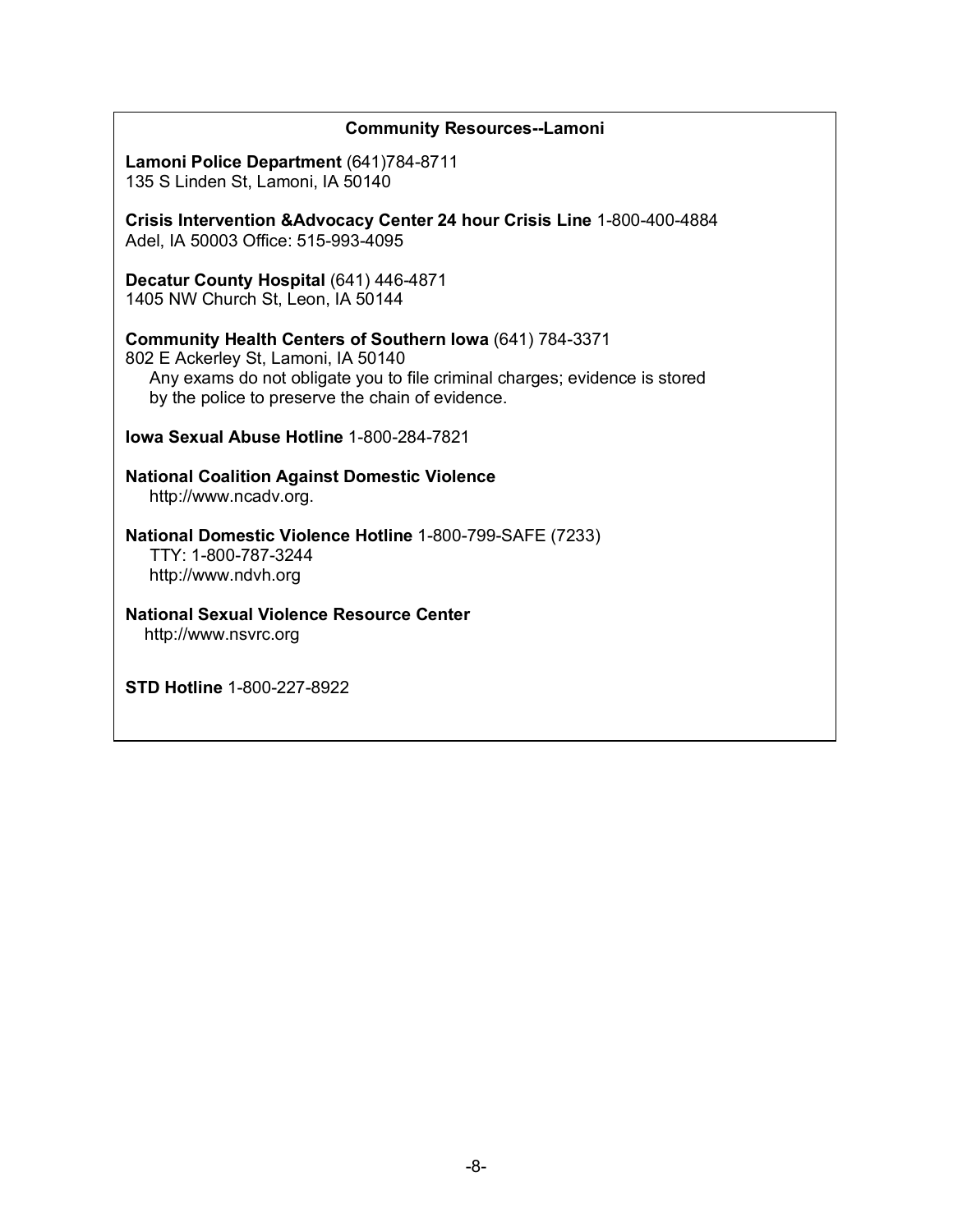## Community Resources--Lamoni

**Lamoni Police Department** (641)784-8711
135 S Linden St, Lamoni, IA 50140

**Crisis Intervention &Advocacy Center 24 hour Crisis Line** 1-800-400-4884
Adel, IA 50003 Office: 515-993-4095

**Decatur County Hospital** (641) 446-4871
1405 NW Church St, Leon, IA 50144

**Community Health Centers of Southern Iowa** (641) 784-3371
802 E Ackerley St, Lamoni, IA 50140
Any exams do not obligate you to file criminal charges; evidence is stored by the police to preserve the chain of evidence.

**Iowa Sexual Abuse Hotline** 1-800-284-7821

**National Coalition Against Domestic Violence**
http://www.ncadv.org.

**National Domestic Violence Hotline** 1-800-799-SAFE (7233)
TTY: 1-800-787-3244
http://www.ndvh.org

**National Sexual Violence Resource Center**
http://www.nsvrc.org

**STD Hotline** 1-800-227-8922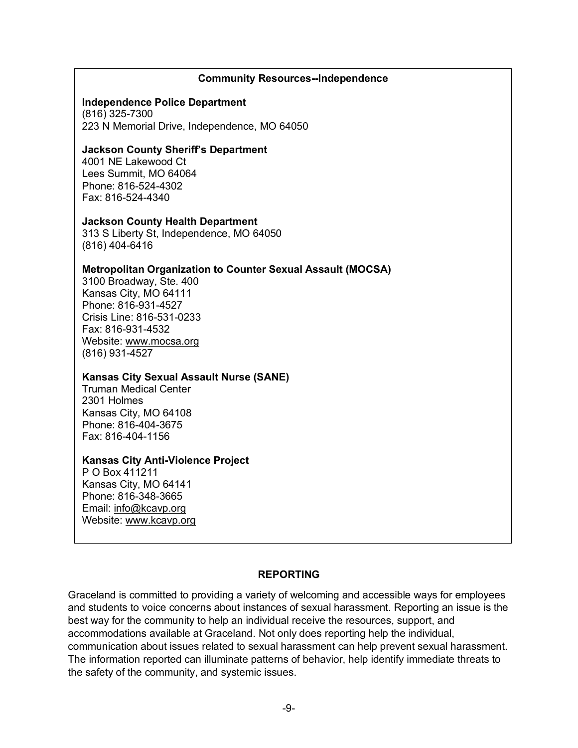**Community Resources--Independence**

**Independence Police Department**
(816) 325-7300
223 N Memorial Drive, Independence, MO 64050

**Jackson County Sheriff's Department**
4001 NE Lakewood Ct
Lees Summit, MO 64064
Phone: 816-524-4302
Fax: 816-524-4340

**Jackson County Health Department**
313 S Liberty St, Independence, MO 64050
(816) 404-6416

**Metropolitan Organization to Counter Sexual Assault (MOCSA)**
3100 Broadway, Ste. 400
Kansas City, MO 64111
Phone: 816-931-4527
Crisis Line: 816-531-0233
Fax: 816-931-4532
Website: www.mocsa.org
(816) 931-4527

**Kansas City Sexual Assault Nurse (SANE)**
Truman Medical Center
2301 Holmes
Kansas City, MO 64108
Phone: 816-404-3675
Fax: 816-404-1156

**Kansas City Anti-Violence Project**
P O Box 411211
Kansas City, MO 64141
Phone: 816-348-3665
Email: info@kcavp.org
Website: www.kcavp.org

## REPORTING

Graceland is committed to providing a variety of welcoming and accessible ways for employees and students to voice concerns about instances of sexual harassment. Reporting an issue is the best way for the community to help an individual receive the resources, support, and accommodations available at Graceland. Not only does reporting help the individual, communication about issues related to sexual harassment can help prevent sexual harassment. The information reported can illuminate patterns of behavior, help identify immediate threats to the safety of the community, and systemic issues.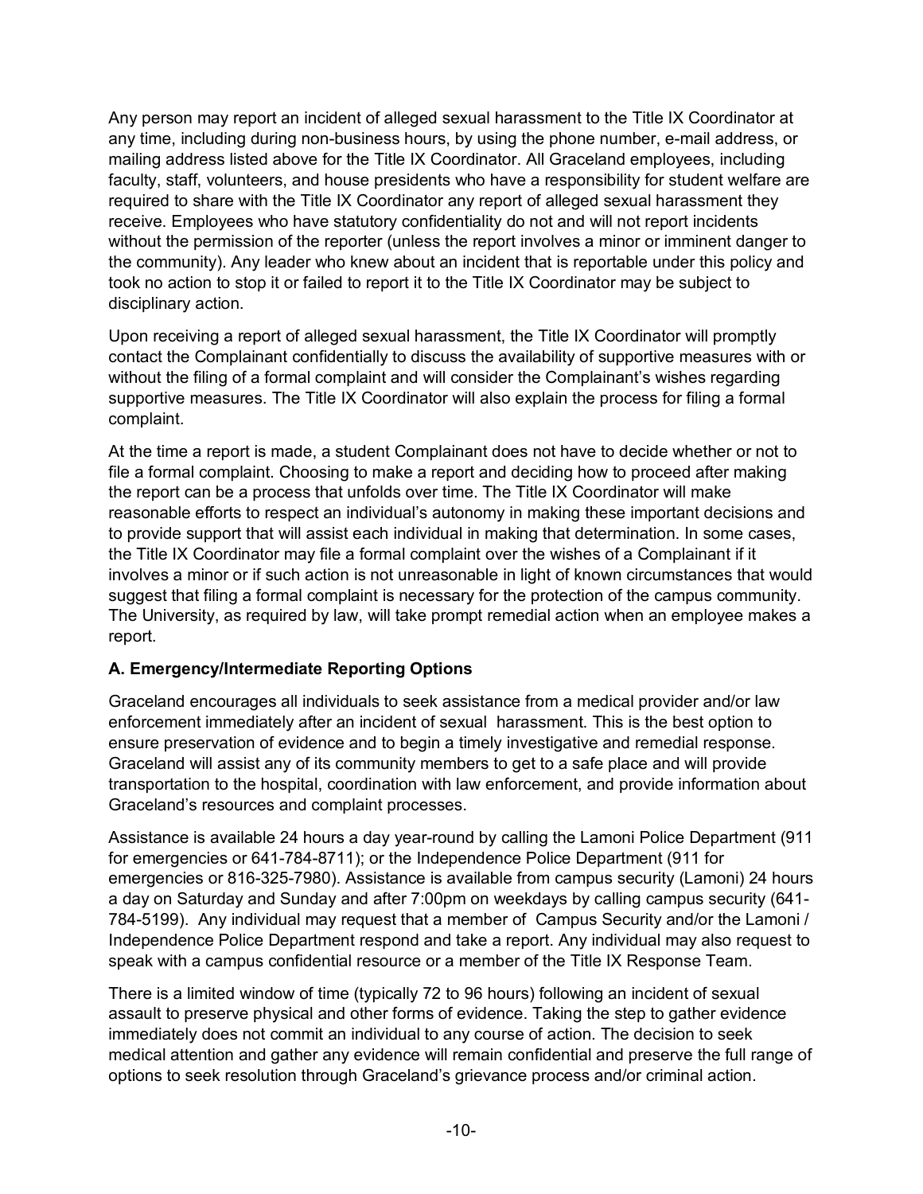Any person may report an incident of alleged sexual harassment to the Title IX Coordinator at any time, including during non-business hours, by using the phone number, e-mail address, or mailing address listed above for the Title IX Coordinator. All Graceland employees, including faculty, staff, volunteers, and house presidents who have a responsibility for student welfare are required to share with the Title IX Coordinator any report of alleged sexual harassment they receive. Employees who have statutory confidentiality do not and will not report incidents without the permission of the reporter (unless the report involves a minor or imminent danger to the community). Any leader who knew about an incident that is reportable under this policy and took no action to stop it or failed to report it to the Title IX Coordinator may be subject to disciplinary action.

Upon receiving a report of alleged sexual harassment, the Title IX Coordinator will promptly contact the Complainant confidentially to discuss the availability of supportive measures with or without the filing of a formal complaint and will consider the Complainant's wishes regarding supportive measures. The Title IX Coordinator will also explain the process for filing a formal complaint.

At the time a report is made, a student Complainant does not have to decide whether or not to file a formal complaint. Choosing to make a report and deciding how to proceed after making the report can be a process that unfolds over time. The Title IX Coordinator will make reasonable efforts to respect an individual's autonomy in making these important decisions and to provide support that will assist each individual in making that determination. In some cases, the Title IX Coordinator may file a formal complaint over the wishes of a Complainant if it involves a minor or if such action is not unreasonable in light of known circumstances that would suggest that filing a formal complaint is necessary for the protection of the campus community. The University, as required by law, will take prompt remedial action when an employee makes a report.

### A. Emergency/Intermediate Reporting Options

Graceland encourages all individuals to seek assistance from a medical provider and/or law enforcement immediately after an incident of sexual harassment. This is the best option to ensure preservation of evidence and to begin a timely investigative and remedial response. Graceland will assist any of its community members to get to a safe place and will provide transportation to the hospital, coordination with law enforcement, and provide information about Graceland's resources and complaint processes.

Assistance is available 24 hours a day year-round by calling the Lamoni Police Department (911 for emergencies or 641-784-8711); or the Independence Police Department (911 for emergencies or 816-325-7980). Assistance is available from campus security (Lamoni) 24 hours a day on Saturday and Sunday and after 7:00pm on weekdays by calling campus security (641-784-5199). Any individual may request that a member of Campus Security and/or the Lamoni / Independence Police Department respond and take a report. Any individual may also request to speak with a campus confidential resource or a member of the Title IX Response Team.

There is a limited window of time (typically 72 to 96 hours) following an incident of sexual assault to preserve physical and other forms of evidence. Taking the step to gather evidence immediately does not commit an individual to any course of action. The decision to seek medical attention and gather any evidence will remain confidential and preserve the full range of options to seek resolution through Graceland's grievance process and/or criminal action.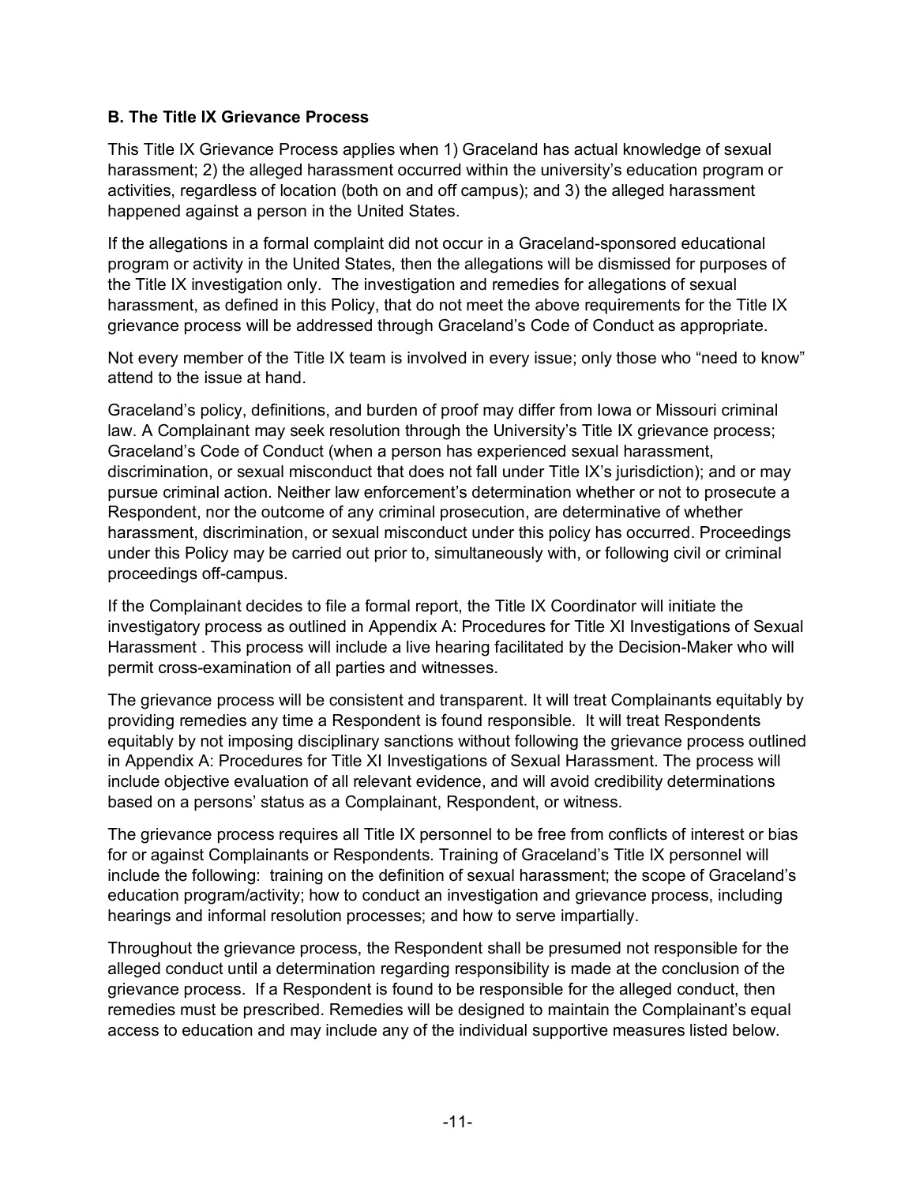**B. The Title IX Grievance Process**

This Title IX Grievance Process applies when 1) Graceland has actual knowledge of sexual harassment; 2) the alleged harassment occurred within the university's education program or activities, regardless of location (both on and off campus); and 3) the alleged harassment happened against a person in the United States.

If the allegations in a formal complaint did not occur in a Graceland-sponsored educational program or activity in the United States, then the allegations will be dismissed for purposes of the Title IX investigation only. The investigation and remedies for allegations of sexual harassment, as defined in this Policy, that do not meet the above requirements for the Title IX grievance process will be addressed through Graceland's Code of Conduct as appropriate.

Not every member of the Title IX team is involved in every issue; only those who "need to know" attend to the issue at hand.

Graceland's policy, definitions, and burden of proof may differ from Iowa or Missouri criminal law. A Complainant may seek resolution through the University's Title IX grievance process; Graceland's Code of Conduct (when a person has experienced sexual harassment, discrimination, or sexual misconduct that does not fall under Title IX's jurisdiction); and or may pursue criminal action. Neither law enforcement's determination whether or not to prosecute a Respondent, nor the outcome of any criminal prosecution, are determinative of whether harassment, discrimination, or sexual misconduct under this policy has occurred. Proceedings under this Policy may be carried out prior to, simultaneously with, or following civil or criminal proceedings off-campus.

If the Complainant decides to file a formal report, the Title IX Coordinator will initiate the investigatory process as outlined in Appendix A: Procedures for Title XI Investigations of Sexual Harassment . This process will include a live hearing facilitated by the Decision-Maker who will permit cross-examination of all parties and witnesses.

The grievance process will be consistent and transparent. It will treat Complainants equitably by providing remedies any time a Respondent is found responsible. It will treat Respondents equitably by not imposing disciplinary sanctions without following the grievance process outlined in Appendix A: Procedures for Title XI Investigations of Sexual Harassment. The process will include objective evaluation of all relevant evidence, and will avoid credibility determinations based on a persons' status as a Complainant, Respondent, or witness.

The grievance process requires all Title IX personnel to be free from conflicts of interest or bias for or against Complainants or Respondents. Training of Graceland's Title IX personnel will include the following: training on the definition of sexual harassment; the scope of Graceland's education program/activity; how to conduct an investigation and grievance process, including hearings and informal resolution processes; and how to serve impartially.

Throughout the grievance process, the Respondent shall be presumed not responsible for the alleged conduct until a determination regarding responsibility is made at the conclusion of the grievance process. If a Respondent is found to be responsible for the alleged conduct, then remedies must be prescribed. Remedies will be designed to maintain the Complainant's equal access to education and may include any of the individual supportive measures listed below.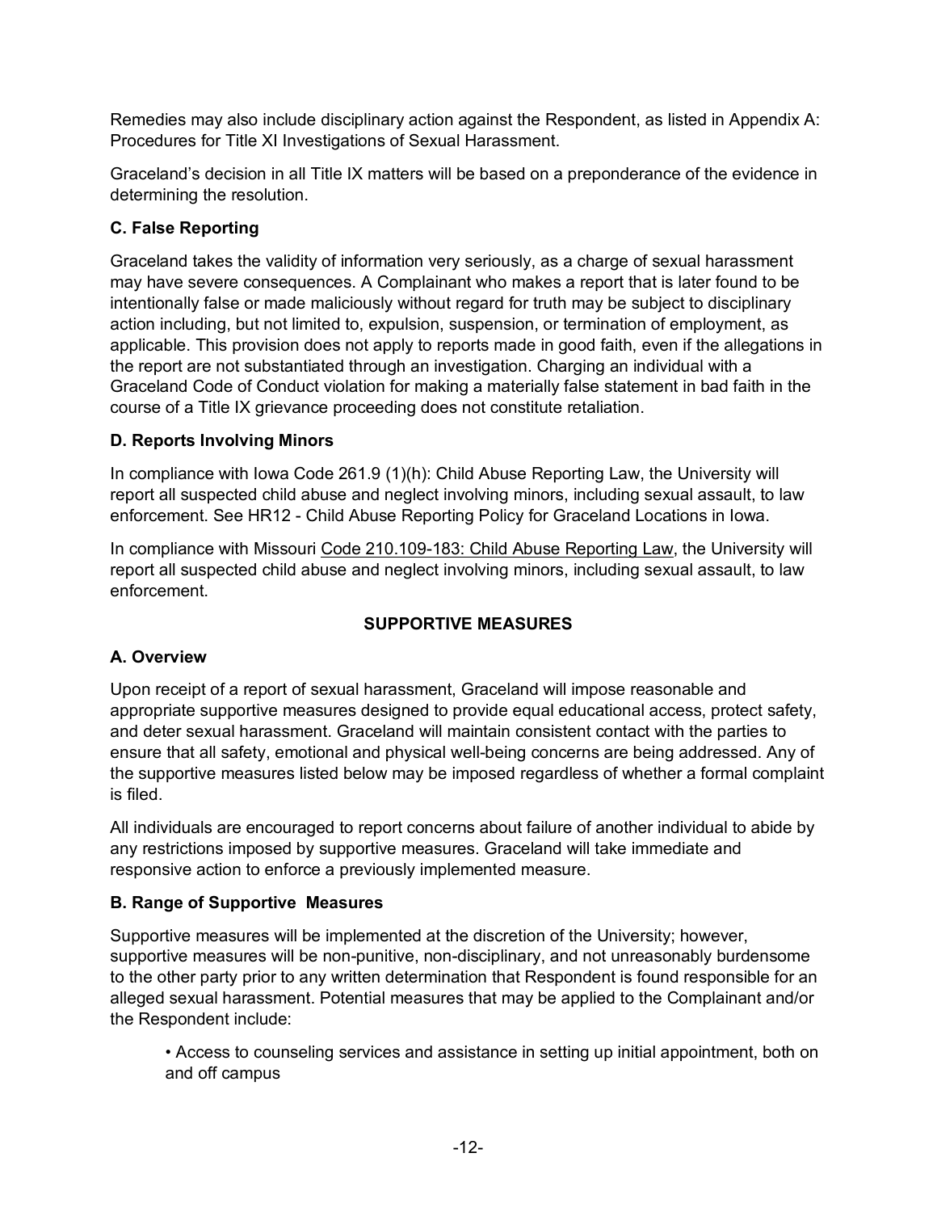Remedies may also include disciplinary action against the Respondent, as listed in Appendix A: Procedures for Title XI Investigations of Sexual Harassment.

Graceland's decision in all Title IX matters will be based on a preponderance of the evidence in determining the resolution.

### C. False Reporting

Graceland takes the validity of information very seriously, as a charge of sexual harassment may have severe consequences. A Complainant who makes a report that is later found to be intentionally false or made maliciously without regard for truth may be subject to disciplinary action including, but not limited to, expulsion, suspension, or termination of employment, as applicable. This provision does not apply to reports made in good faith, even if the allegations in the report are not substantiated through an investigation. Charging an individual with a Graceland Code of Conduct violation for making a materially false statement in bad faith in the course of a Title IX grievance proceeding does not constitute retaliation.

### D. Reports Involving Minors

In compliance with Iowa Code 261.9 (1)(h): Child Abuse Reporting Law, the University will report all suspected child abuse and neglect involving minors, including sexual assault, to law enforcement. See HR12 - Child Abuse Reporting Policy for Graceland Locations in Iowa.

In compliance with Missouri Code 210.109-183: Child Abuse Reporting Law, the University will report all suspected child abuse and neglect involving minors, including sexual assault, to law enforcement.

## SUPPORTIVE MEASURES

### A. Overview

Upon receipt of a report of sexual harassment, Graceland will impose reasonable and appropriate supportive measures designed to provide equal educational access, protect safety, and deter sexual harassment. Graceland will maintain consistent contact with the parties to ensure that all safety, emotional and physical well-being concerns are being addressed. Any of the supportive measures listed below may be imposed regardless of whether a formal complaint is filed.

All individuals are encouraged to report concerns about failure of another individual to abide by any restrictions imposed by supportive measures. Graceland will take immediate and responsive action to enforce a previously implemented measure.

### B. Range of Supportive Measures

Supportive measures will be implemented at the discretion of the University; however, supportive measures will be non-punitive, non-disciplinary, and not unreasonably burdensome to the other party prior to any written determination that Respondent is found responsible for an alleged sexual harassment. Potential measures that may be applied to the Complainant and/or the Respondent include:

- Access to counseling services and assistance in setting up initial appointment, both on and off campus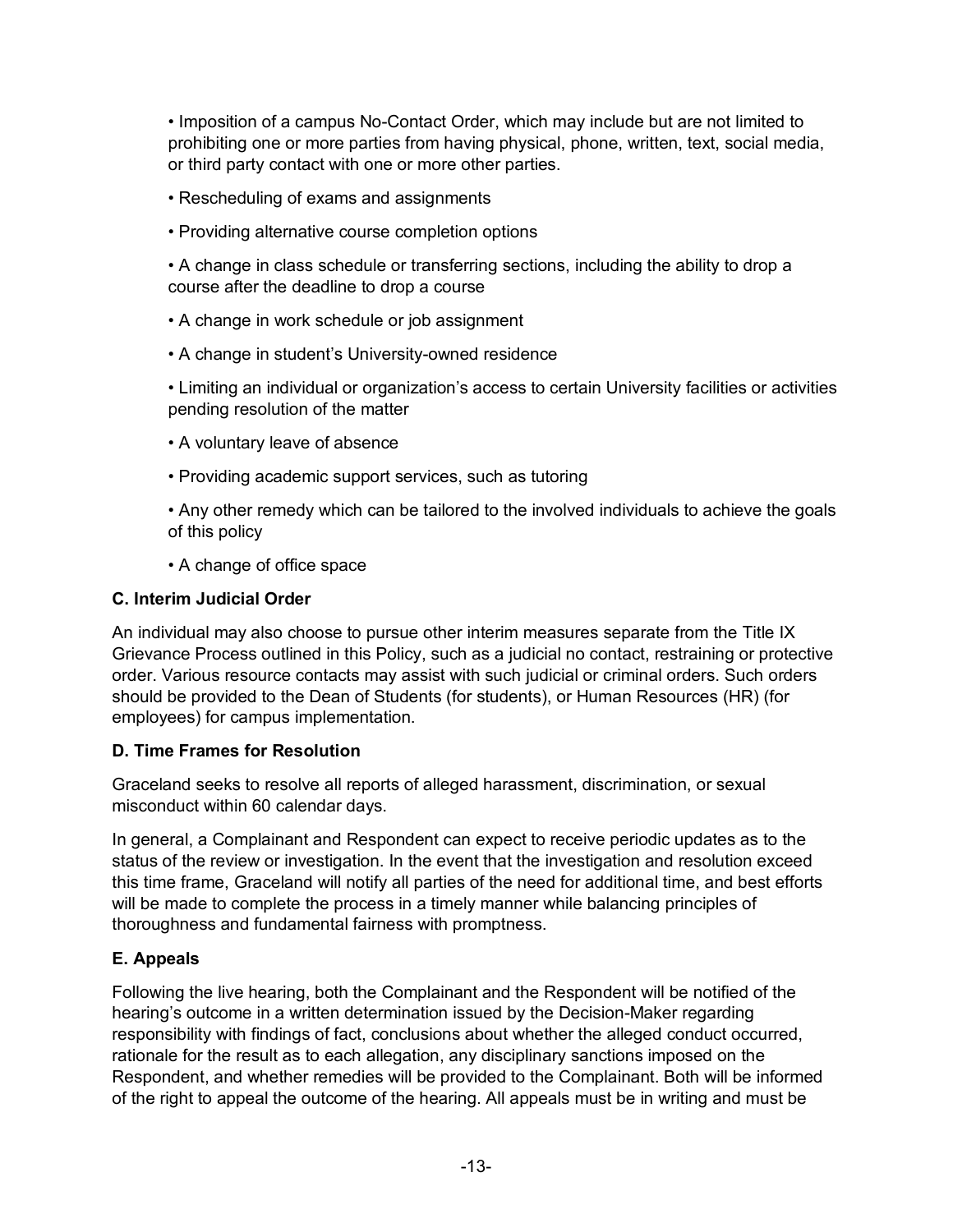- Imposition of a campus No-Contact Order, which may include but are not limited to prohibiting one or more parties from having physical, phone, written, text, social media, or third party contact with one or more other parties.
- Rescheduling of exams and assignments
- Providing alternative course completion options
- A change in class schedule or transferring sections, including the ability to drop a course after the deadline to drop a course
- A change in work schedule or job assignment
- A change in student's University-owned residence
- Limiting an individual or organization's access to certain University facilities or activities pending resolution of the matter
- A voluntary leave of absence
- Providing academic support services, such as tutoring
- Any other remedy which can be tailored to the involved individuals to achieve the goals of this policy
- A change of office space

**C. Interim Judicial Order**

An individual may also choose to pursue other interim measures separate from the Title IX Grievance Process outlined in this Policy, such as a judicial no contact, restraining or protective order. Various resource contacts may assist with such judicial or criminal orders. Such orders should be provided to the Dean of Students (for students), or Human Resources (HR) (for employees) for campus implementation.

**D. Time Frames for Resolution**

Graceland seeks to resolve all reports of alleged harassment, discrimination, or sexual misconduct within 60 calendar days.

In general, a Complainant and Respondent can expect to receive periodic updates as to the status of the review or investigation. In the event that the investigation and resolution exceed this time frame, Graceland will notify all parties of the need for additional time, and best efforts will be made to complete the process in a timely manner while balancing principles of thoroughness and fundamental fairness with promptness.

**E. Appeals**

Following the live hearing, both the Complainant and the Respondent will be notified of the hearing's outcome in a written determination issued by the Decision-Maker regarding responsibility with findings of fact, conclusions about whether the alleged conduct occurred, rationale for the result as to each allegation, any disciplinary sanctions imposed on the Respondent, and whether remedies will be provided to the Complainant. Both will be informed of the right to appeal the outcome of the hearing. All appeals must be in writing and must be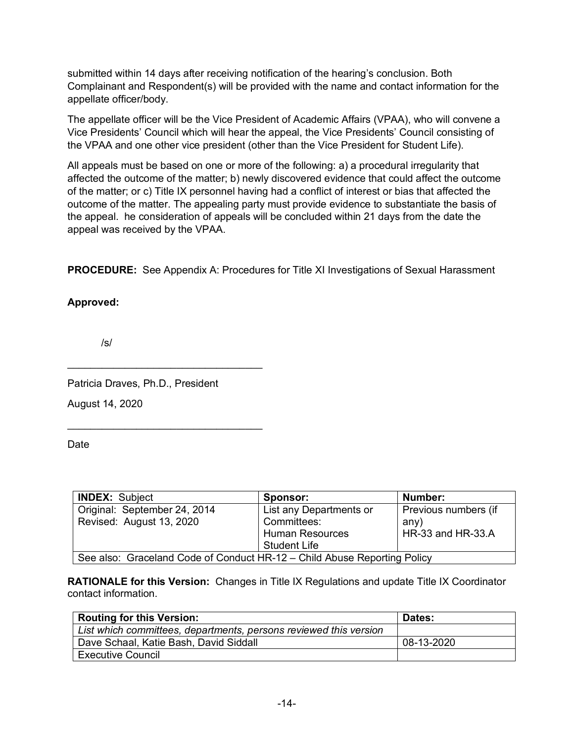submitted within 14 days after receiving notification of the hearing's conclusion. Both Complainant and Respondent(s) will be provided with the name and contact information for the appellate officer/body.

The appellate officer will be the Vice President of Academic Affairs (VPAA), who will convene a Vice Presidents' Council which will hear the appeal, the Vice Presidents' Council consisting of the VPAA and one other vice president (other than the Vice President for Student Life).

All appeals must be based on one or more of the following: a) a procedural irregularity that affected the outcome of the matter; b) newly discovered evidence that could affect the outcome of the matter; or c) Title IX personnel having had a conflict of interest or bias that affected the outcome of the matter. The appealing party must provide evidence to substantiate the basis of the appeal. he consideration of appeals will be concluded within 21 days from the date the appeal was received by the VPAA.

**PROCEDURE:** See Appendix A: Procedures for Title XI Investigations of Sexual Harassment

**Approved:**

/s/

___________________________________

Patricia Draves, Ph.D., President

August 14, 2020

___________________________________

Date

| **INDEX:** Subject | **Sponsor:** | **Number:** |
|---|---|---|
| Original: September 24, 2014<br>Revised: August 13, 2020 | List any Departments or Committees:<br>Human Resources<br>Student Life | Previous numbers (if any)<br>HR-33 and HR-33.A |
| See also: Graceland Code of Conduct HR-12 – Child Abuse Reporting Policy | | |

**RATIONALE for this Version:** Changes in Title IX Regulations and update Title IX Coordinator contact information.

| **Routing for this Version:** | **Dates:** |
|---|---|
| *List which committees, departments, persons reviewed this version* | |
| Dave Schaal, Katie Bash, David Siddall | 08-13-2020 |
| Executive Council | |